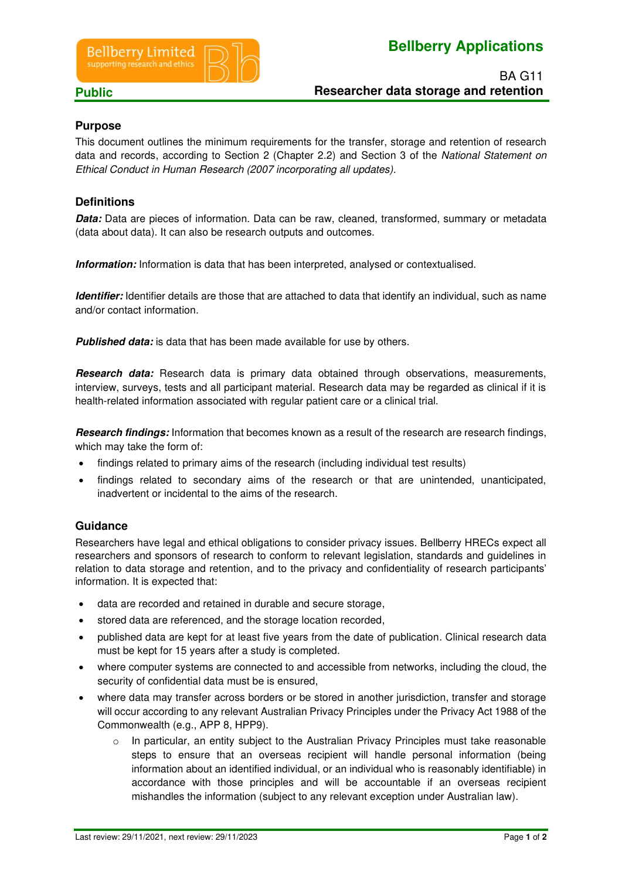**Public**

# Bellberry Applications

## BA G11
## Researcher data storage and retention

### Purpose

This document outlines the minimum requirements for the transfer, storage and retention of research data and records, according to Section 2 (Chapter 2.2) and Section 3 of the *National Statement on Ethical Conduct in Human Research (2007 incorporating all updates).*

### Definitions

***Data:*** Data are pieces of information. Data can be raw, cleaned, transformed, summary or metadata (data about data). It can also be research outputs and outcomes.

***Information:*** Information is data that has been interpreted, analysed or contextualised.

***Identifier:*** Identifier details are those that are attached to data that identify an individual, such as name and/or contact information.

***Published data:*** is data that has been made available for use by others.

***Research data:*** Research data is primary data obtained through observations, measurements, interview, surveys, tests and all participant material. Research data may be regarded as clinical if it is health-related information associated with regular patient care or a clinical trial.

***Research findings:*** Information that becomes known as a result of the research are research findings, which may take the form of:

- findings related to primary aims of the research (including individual test results)
- findings related to secondary aims of the research or that are unintended, unanticipated, inadvertent or incidental to the aims of the research.

### Guidance

Researchers have legal and ethical obligations to consider privacy issues. Bellberry HRECs expect all researchers and sponsors of research to conform to relevant legislation, standards and guidelines in relation to data storage and retention, and to the privacy and confidentiality of research participants' information. It is expected that:

- data are recorded and retained in durable and secure storage,
- stored data are referenced, and the storage location recorded,
- published data are kept for at least five years from the date of publication. Clinical research data must be kept for 15 years after a study is completed.
- where computer systems are connected to and accessible from networks, including the cloud, the security of confidential data must be is ensured,
- where data may transfer across borders or be stored in another jurisdiction, transfer and storage will occur according to any relevant Australian Privacy Principles under the Privacy Act 1988 of the Commonwealth (e.g., APP 8, HPP9).
    - In particular, an entity subject to the Australian Privacy Principles must take reasonable steps to ensure that an overseas recipient will handle personal information (being information about an identified individual, or an individual who is reasonably identifiable) in accordance with those principles and will be accountable if an overseas recipient mishandles the information (subject to any relevant exception under Australian law).

Last review: 29/11/2021, next review: 29/11/2023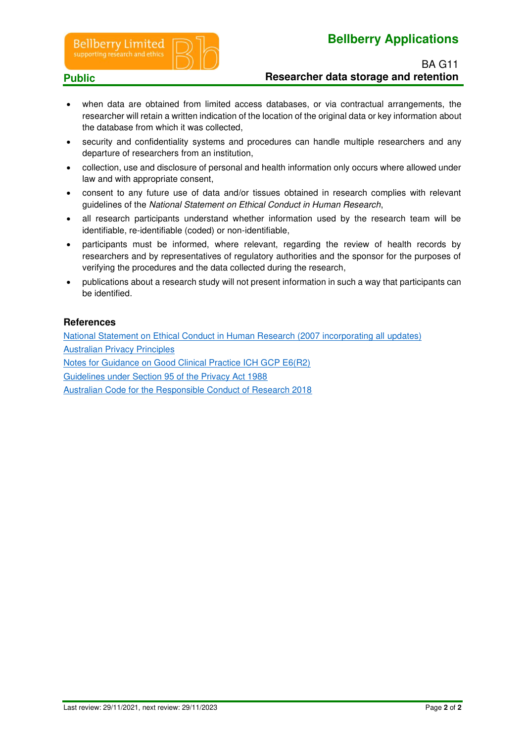- when data are obtained from limited access databases, or via contractual arrangements, the researcher will retain a written indication of the location of the original data or key information about the database from which it was collected,
- security and confidentiality systems and procedures can handle multiple researchers and any departure of researchers from an institution,
- collection, use and disclosure of personal and health information only occurs where allowed under law and with appropriate consent,
- consent to any future use of data and/or tissues obtained in research complies with relevant guidelines of the *National Statement on Ethical Conduct in Human Research*,
- all research participants understand whether information used by the research team will be identifiable, re-identifiable (coded) or non-identifiable,
- participants must be informed, where relevant, regarding the review of health records by researchers and by representatives of regulatory authorities and the sponsor for the purposes of verifying the procedures and the data collected during the research,
- publications about a research study will not present information in such a way that participants can be identified.

## References

National Statement on Ethical Conduct in Human Research (2007 incorporating all updates)

Australian Privacy Principles

Notes for Guidance on Good Clinical Practice ICH GCP E6(R2)

Guidelines under Section 95 of the Privacy Act 1988

Australian Code for the Responsible Conduct of Research 2018